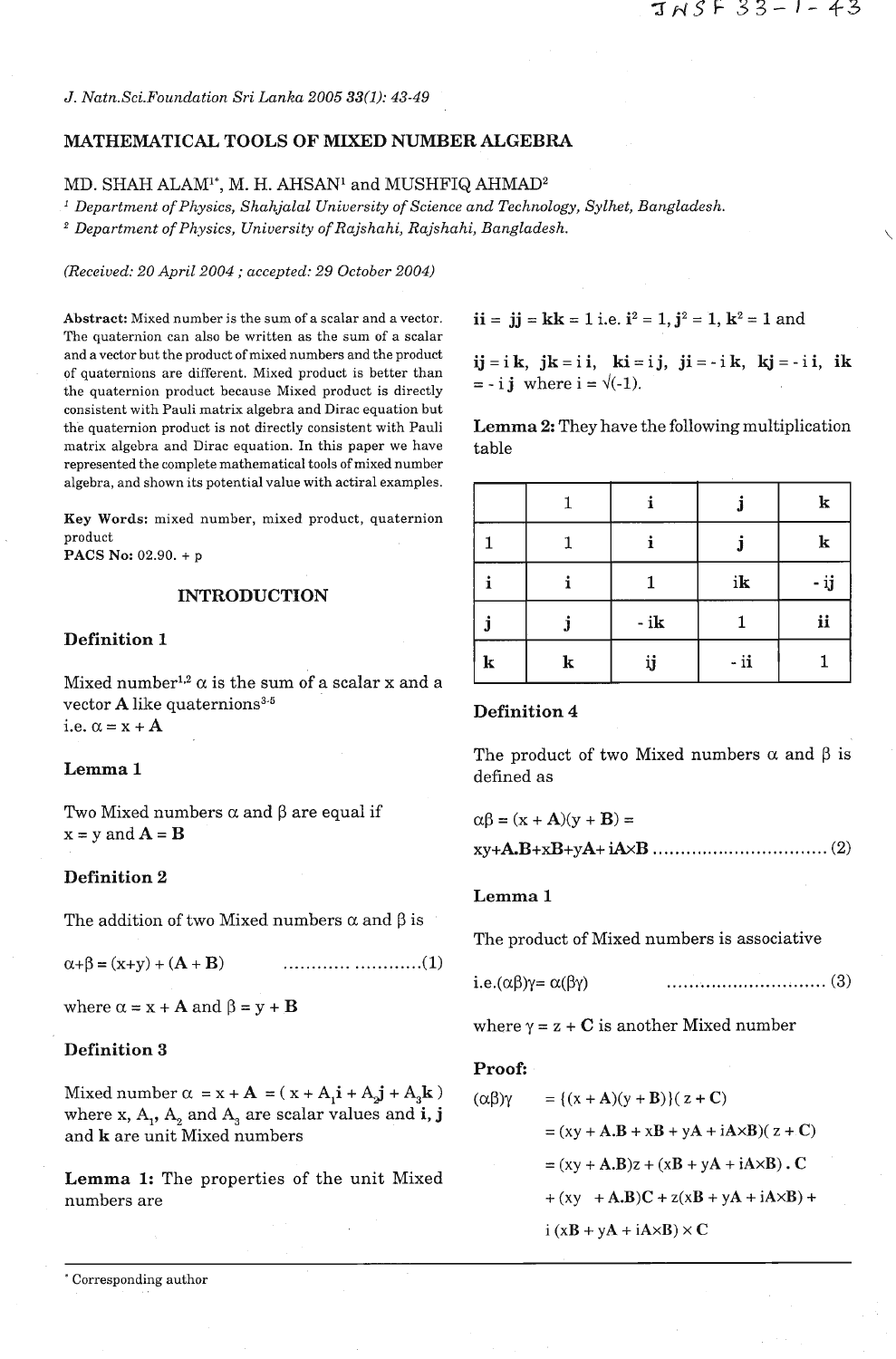# MATHEMATICAL TOOLS OF MIXED NUMBER ALGEBRA

MD. SHAH ALAM[1*], M. H. AHSAN[1] and MUSHFIQ AHMAD[2]

[1] *Department of Physics, Shahjalal University of Science and Technology, Sylhet, Bangladesh.*

[2] *Department of Physics, University of Rajshahi, Rajshahi, Bangladesh.*

*(Received: 20 April 2004 ; accepted: 29 October 2004)*

**Abstract:** Mixed number is the sum of a scalar and a vector. The quaternion can also be written as the sum of a scalar and a vector but the product of mixed numbers and the product of quaternions are different. Mixed product is better than the quaternion product because Mixed product is directly consistent with Pauli matrix algebra and Dirac equation but the quaternion product is not directly consistent with Pauli matrix algebra and Dirac equation. In this paper we have represented the complete mathematical tools of mixed number algebra, and shown its potential value with actiral examples.

**Key Words:** mixed number, mixed product, quaternion product

**PACS No:** 02.90. + p

## INTRODUCTION

### Definition 1

Mixed number[1,2] $\alpha$ is the sum of a scalar x and a vector **A** like quaternions[3-5]

i.e. $\alpha = x + \mathbf{A}$

### Lemma 1

Two Mixed numbers $\alpha$ and $\beta$ are equal if $x = y$ and $\mathbf{A} = \mathbf{B}$

### Definition 2

The addition of two Mixed numbers $\alpha$ and $\beta$ is

$$\alpha+\beta = (x+y) + (\mathbf{A} + \mathbf{B}) \qquad \text{.......................(1)}$$

where $\alpha = x + \mathbf{A}$ and $\beta = y + \mathbf{B}$

### Definition 3

Mixed number $\alpha = x + \mathbf{A} = (x + A_1\mathbf{i} + A_2\mathbf{j} + A_3\mathbf{k})$ where x, $A_1$, $A_2$ and $A_3$ are scalar values and **i**, **j** and **k** are unit Mixed numbers

**Lemma 1:** The properties of the unit Mixed numbers are

$\mathbf{ii} = \mathbf{jj} = \mathbf{kk} = 1$ i.e. $\mathbf{i}^2 = 1, \mathbf{j}^2 = 1, \mathbf{k}^2 = 1$ and

$\mathbf{ij} = i\,\mathbf{k}$, $\mathbf{jk} = i\,\mathbf{i}$, $\mathbf{ki} = i\,\mathbf{j}$, $\mathbf{ji} = -i\,\mathbf{k}$, $\mathbf{kj} = -i\,\mathbf{i}$, $\mathbf{ik} = -i\,\mathbf{j}$ where $i = \sqrt{(-1)}$.

**Lemma 2:** They have the following multiplication table

| | 1 | **i** | **j** | **k** |
|---|---|---|---|---|
| **1** | 1 | **i** | **j** | **k** |
| **i** | **i** | 1 | i**k** | - i**j** |
| **j** | **j** | - i**k** | 1 | i**i** |
| **k** | **k** | i**j** | - i**i** | 1 |

### Definition 4

The product of two Mixed numbers $\alpha$ and $\beta$ is defined as

$$\alpha\beta = (x + \mathbf{A})(y + \mathbf{B}) = xy + \mathbf{A.B} + x\mathbf{B} + y\mathbf{A} + i\mathbf{A}\times\mathbf{B} \qquad \text{..............................(2)}$$

### Lemma 1

The product of Mixed numbers is associative

$$\text{i.e.}(\alpha\beta)\gamma = \alpha(\beta\gamma) \qquad \text{............................(3)}$$

where $\gamma = z + \mathbf{C}$ is another Mixed number

**Proof:**

$$\begin{aligned}
(\alpha\beta)\gamma &= \{(x + \mathbf{A})(y + \mathbf{B})\}(z + \mathbf{C}) \\
&= (xy + \mathbf{A.B} + x\mathbf{B} + y\mathbf{A} + i\mathbf{A}\times\mathbf{B})(z + \mathbf{C}) \\
&= (xy + \mathbf{A.B})z + (x\mathbf{B} + y\mathbf{A} + i\mathbf{A}\times\mathbf{B}) . \mathbf{C} \\
&\quad + (xy + \mathbf{A.B})\mathbf{C} + z(x\mathbf{B} + y\mathbf{A} + i\mathbf{A}\times\mathbf{B}) + \\
&\quad i(x\mathbf{B} + y\mathbf{A} + i\mathbf{A}\times\mathbf{B}) \times \mathbf{C}
\end{aligned}$$

\* Corresponding author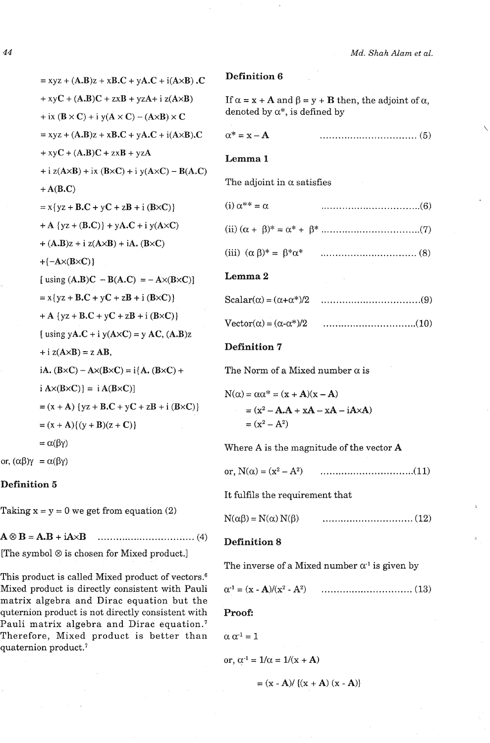$= xyz + (\mathbf{A}.\mathbf{B})z + x\mathbf{B}.\mathbf{C} + y\mathbf{A}.\mathbf{C} + i(\mathbf{A}\times\mathbf{B}).\mathbf{C}$

$+ xy\mathbf{C} + (\mathbf{A}.\mathbf{B})\mathbf{C} + zx\mathbf{B} + yz\mathbf{A} + i\, z(\mathbf{A}\times\mathbf{B})$

$+ ix\,(\mathbf{B}\times\mathbf{C}) + i\, y(\mathbf{A}\times\mathbf{C}) - (\mathbf{A}\times\mathbf{B})\times\mathbf{C}$

$= xyz + (\mathbf{A}.\mathbf{B})z + x\mathbf{B}.\mathbf{C} + y\mathbf{A}.\mathbf{C} + i(\mathbf{A}\times\mathbf{B}).\mathbf{C}$

$+ xy\mathbf{C} + (\mathbf{A}.\mathbf{B})\mathbf{C} + zx\mathbf{B} + yz\mathbf{A}$

$+ i\, z(\mathbf{A}\times\mathbf{B}) + ix\,(\mathbf{B}\times\mathbf{C}) + i\, y(\mathbf{A}\times\mathbf{C}) - \mathbf{B}(\mathbf{A}.\mathbf{C})$

$+ \mathbf{A}(\mathbf{B}.\mathbf{C})$

$= x\{yz + \mathbf{B}.\mathbf{C} + y\mathbf{C} + z\mathbf{B} + i\,(\mathbf{B}\times\mathbf{C})\}$

$+ \mathbf{A}\,\{yz + (\mathbf{B}.\mathbf{C})\} + y\mathbf{A}.\mathbf{C} + i\, y(\mathbf{A}\times\mathbf{C})$

$+ (\mathbf{A}.\mathbf{B})z + i\, z(\mathbf{A}\times\mathbf{B}) + i\mathbf{A}.\,(\mathbf{B}\times\mathbf{C})$

$+\{-\mathbf{A}\times(\mathbf{B}\times\mathbf{C})\}$

[ using $(\mathbf{A}.\mathbf{B})\mathbf{C} - \mathbf{B}(\mathbf{A}.\mathbf{C}) = -\mathbf{A}\times(\mathbf{B}\times\mathbf{C})$]

$= x\{yz + \mathbf{B}.\mathbf{C} + y\mathbf{C} + z\mathbf{B} + i\,(\mathbf{B}\times\mathbf{C})\}$

$+ \mathbf{A}\,\{yz + \mathbf{B}.\mathbf{C} + y\mathbf{C} + z\mathbf{B} + i\,(\mathbf{B}\times\mathbf{C})\}$

[ using $y\mathbf{A}.\mathbf{C} + i\, y(\mathbf{A}\times\mathbf{C}) = y\,\mathbf{AC}$, $(\mathbf{A}.\mathbf{B})z + i\, z(\mathbf{A}\times\mathbf{B}) = z\,\mathbf{AB}$,

$i\mathbf{A}.\,(\mathbf{B}\times\mathbf{C}) - \mathbf{A}\times(\mathbf{B}\times\mathbf{C}) = i\{\mathbf{A}.\,(\mathbf{B}\times\mathbf{C}) + i\,\mathbf{A}\times(\mathbf{B}\times\mathbf{C})\} = i\,\mathbf{A}(\mathbf{B}\times\mathbf{C})$]

$= (x + \mathbf{A})\,\{yz + \mathbf{B}.\mathbf{C} + y\mathbf{C} + z\mathbf{B} + i\,(\mathbf{B}\times\mathbf{C})\}$

$= (x + \mathbf{A})\{(y + \mathbf{B})(z + \mathbf{C})\}$

$= \alpha(\beta\gamma)$

or, $(\alpha\beta)\gamma = \alpha(\beta\gamma)$

### Definition 5

Taking $x = y = 0$ we get from equation (2)

$$\mathbf{A}\otimes\mathbf{B} = \mathbf{A}.\mathbf{B} + i\mathbf{A}\times\mathbf{B} \qquad \text{.......... (4)}$$

[The symbol $\otimes$ is chosen for Mixed product.]

This product is called Mixed product of vectors.[6] Mixed product is directly consistent with Pauli matrix algebra and Dirac equation but the quternion product is not directly consistent with Pauli matrix algebra and Dirac equation.[7] Therefore, Mixed product is better than quaternion product.[7]

### Definition 6

If $\alpha = x + \mathbf{A}$ and $\beta = y + \mathbf{B}$ then, the adjoint of $\alpha$, denoted by $\alpha^*$, is defined by

$$\alpha^* = x - \mathbf{A} \qquad \text{.......... (5)}$$

### Lemma 1

The adjoint in $\alpha$ satisfies

(i) $\alpha^{**} = \alpha$ .......... (6)

(ii) $(\alpha + \beta)^* = \alpha^* + \beta^*$ .......... (7)

(iii) $(\alpha\,\beta)^* = \beta^*\alpha^*$ .......... (8)

### Lemma 2

$$\text{Scalar}(\alpha) = (\alpha+\alpha^*)/2 \qquad \text{.......... (9)}$$

$$\text{Vector}(\alpha) = (\alpha-\alpha^*)/2 \qquad \text{.......... (10)}$$

### Definition 7

The Norm of a Mixed number $\alpha$ is

$N(\alpha) = \alpha\alpha^* = (x + \mathbf{A})(x - \mathbf{A})$

$= (x^2 - \mathbf{A}.\mathbf{A} + x\mathbf{A} - x\mathbf{A} - i\mathbf{A}\times\mathbf{A})$

$= (x^2 - A^2)$

Where A is the magnitude of the vector **A**

$$\text{or, } N(\alpha) = (x^2 - A^2) \qquad \text{.......... (11)}$$

It fulfils the requirement that

$$N(\alpha\beta) = N(\alpha)\,N(\beta) \qquad \text{.......... (12)}$$

### Definition 8

The inverse of a Mixed number $\alpha^{-1}$ is given by

$$\alpha^{-1} = (x - \mathbf{A})/(x^2 - A^2) \qquad \text{.......... (13)}$$

**Proof:**

$\alpha\,\alpha^{-1} = 1$

or, $\alpha^{-1} = 1/\alpha = 1/(x + \mathbf{A})$

$= (x - \mathbf{A})/\,\{(x + \mathbf{A})\,(x - \mathbf{A})\}$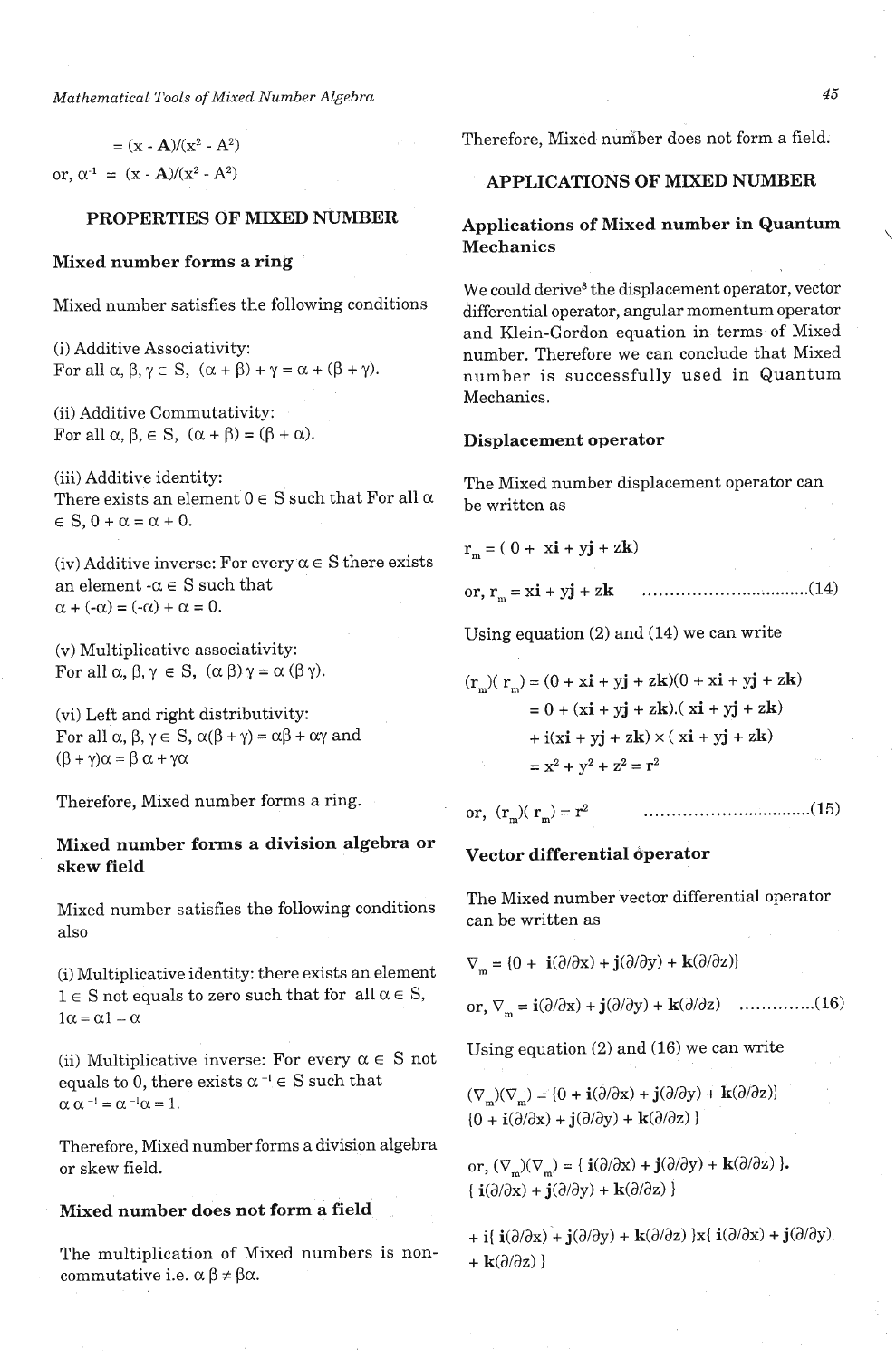$= (x - \mathbf{A})/(x^2 - A^2)$

or, $\alpha^{-1} = (x - \mathbf{A})/(x^2 - A^2)$

## PROPERTIES OF MIXED NUMBER

### Mixed number forms a ring

Mixed number satisfies the following conditions

(i) Additive Associativity:
For all $\alpha, \beta, \gamma \in S$, $(\alpha + \beta) + \gamma = \alpha + (\beta + \gamma)$.

(ii) Additive Commutativity:
For all $\alpha, \beta, \in S$, $(\alpha + \beta) = (\beta + \alpha)$.

(iii) Additive identity:
There exists an element $0 \in S$ such that For all $\alpha \in S$, $0 + \alpha = \alpha + 0$.

(iv) Additive inverse: For every $\alpha \in S$ there exists an element $-\alpha \in S$ such that $\alpha + (-\alpha) = (-\alpha) + \alpha = 0$.

(v) Multiplicative associativity:
For all $\alpha, \beta, \gamma \in S$, $(\alpha\,\beta)\,\gamma = \alpha\,(\beta\,\gamma)$.

(vi) Left and right distributivity:
For all $\alpha, \beta, \gamma \in S$, $\alpha(\beta + \gamma) = \alpha\beta + \alpha\gamma$ and $(\beta + \gamma)\alpha = \beta\,\alpha + \gamma\alpha$

Therefore, Mixed number forms a ring.

### Mixed number forms a division algebra or skew field

Mixed number satisfies the following conditions also

(i) Multiplicative identity: there exists an element $1 \in S$ not equals to zero such that for all $\alpha \in S$, $1\alpha = \alpha 1 = \alpha$

(ii) Multiplicative inverse: For every $\alpha \in S$ not equals to 0, there exists $\alpha^{-1} \in S$ such that $\alpha\,\alpha^{-1} = \alpha^{-1}\alpha = 1$.

Therefore, Mixed number forms a division algebra or skew field.

### Mixed number does not form a field

The multiplication of Mixed numbers is non-commutative i.e. $\alpha\,\beta \neq \beta\alpha$.

Therefore, Mixed number does not form a field.

## APPLICATIONS OF MIXED NUMBER

### Applications of Mixed number in Quantum Mechanics

We could derive[8] the displacement operator, vector differential operator, angular momentum operator and Klein-Gordon equation in terms of Mixed number. Therefore we can conclude that Mixed number is successfully used in Quantum Mechanics.

### Displacement operator

The Mixed number displacement operator can be written as

$r_m = (0 + x\mathbf{i} + y\mathbf{j} + z\mathbf{k})$

or, $r_m = x\mathbf{i} + y\mathbf{j} + z\mathbf{k}$ ................................(14)

Using equation (2) and (14) we can write

$$
\begin{aligned}
(r_m)(r_m) &= (0 + x\mathbf{i} + y\mathbf{j} + z\mathbf{k})(0 + x\mathbf{i} + y\mathbf{j} + z\mathbf{k}) \\
&= 0 + (x\mathbf{i} + y\mathbf{j} + z\mathbf{k}).(x\mathbf{i} + y\mathbf{j} + z\mathbf{k}) \\
&\quad + i(x\mathbf{i} + y\mathbf{j} + z\mathbf{k}) \times (x\mathbf{i} + y\mathbf{j} + z\mathbf{k}) \\
&= x^2 + y^2 + z^2 = r^2
\end{aligned}
$$

or, $(r_m)(r_m) = r^2$ ................................(15)

### Vector differential operator

The Mixed number vector differential operator can be written as

$\nabla_m = \{0 + \mathbf{i}(\partial/\partial x) + \mathbf{j}(\partial/\partial y) + \mathbf{k}(\partial/\partial z)\}$

or, $\nabla_m = \mathbf{i}(\partial/\partial x) + \mathbf{j}(\partial/\partial y) + \mathbf{k}(\partial/\partial z)$ .............(16)

Using equation (2) and (16) we can write

$(\nabla_m)(\nabla_m) = \{0 + \mathbf{i}(\partial/\partial x) + \mathbf{j}(\partial/\partial y) + \mathbf{k}(\partial/\partial z)\}$
$\{0 + \mathbf{i}(\partial/\partial x) + \mathbf{j}(\partial/\partial y) + \mathbf{k}(\partial/\partial z)\}$

or, $(\nabla_m)(\nabla_m) = \{\mathbf{i}(\partial/\partial x) + \mathbf{j}(\partial/\partial y) + \mathbf{k}(\partial/\partial z)\}.$
$\{\mathbf{i}(\partial/\partial x) + \mathbf{j}(\partial/\partial y) + \mathbf{k}(\partial/\partial z)\}$

$+ i\{\mathbf{i}(\partial/\partial x) + \mathbf{j}(\partial/\partial y) + \mathbf{k}(\partial/\partial z)\} \times \{\mathbf{i}(\partial/\partial x) + \mathbf{j}(\partial/\partial y) + \mathbf{k}(\partial/\partial z)\}$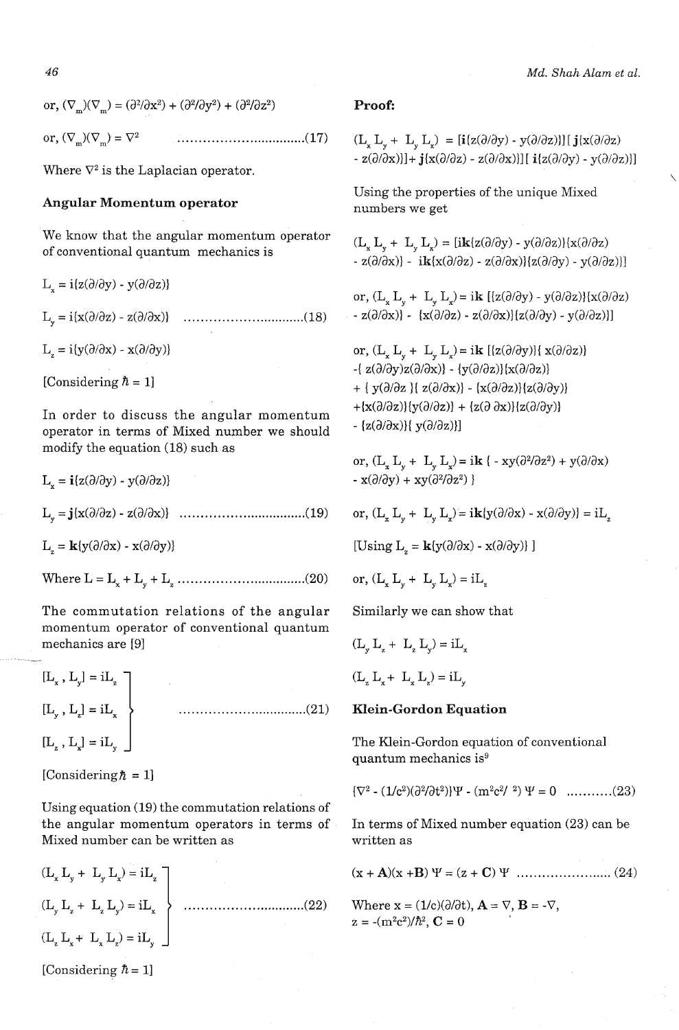$$\text{or, } (\nabla_m)(\nabla_m) = (\partial^2/\partial x^2) + (\partial^2/\partial y^2) + (\partial^2/\partial z^2)$$

$$\text{or, } (\nabla_m)(\nabla_m) = \nabla^2 \quad \text{.................................(17)}$$

Where $\nabla^2$ is the Laplacian operator.

### Angular Momentum operator

We know that the angular momentum operator of conventional quantum mechanics is

$$L_x = i\{z(\partial/\partial y) - y(\partial/\partial z)\}$$

$$L_y = i\{x(\partial/\partial z) - z(\partial/\partial x)\} \quad \text{...............................(18)}$$

$$L_z = i\{y(\partial/\partial x) - x(\partial/\partial y)\}$$

[Considering $\hbar = 1$]

In order to discuss the angular momentum operator in terms of Mixed number we should modify the equation (18) such as

$$L_x = \mathbf{i}\{z(\partial/\partial y) - y(\partial/\partial z)\}$$

$$L_y = \mathbf{j}\{x(\partial/\partial z) - z(\partial/\partial x)\} \quad \text{................................(19)}$$

$$L_z = \mathbf{k}\{y(\partial/\partial x) - x(\partial/\partial y)\}$$

$$\text{Where } L = L_x + L_y + L_z \quad \text{................................(20)}$$

The commutation relations of the angular momentum operator of conventional quantum mechanics are [9]

$$\left.\begin{aligned} [L_x, L_y] &= iL_z \\ [L_y, L_z] &= iL_x \\ [L_z, L_x] &= iL_y \end{aligned}\right\} \quad \text{................................(21)}$$

[Considering $\hbar = 1$]

Using equation (19) the commutation relations of the angular momentum operators in terms of Mixed number can be written as

$$\left.\begin{aligned} (L_x L_y + L_y L_x) &= iL_z \\ (L_y L_z + L_z L_y) &= iL_x \\ (L_z L_x + L_x L_z) &= iL_y \end{aligned}\right\} \quad \text{..............................(22)}$$

[Considering $\hbar = 1$]

**Proof:**

$$(L_x L_y + L_y L_x) = [\mathbf{i}\{z(\partial/\partial y) - y(\partial/\partial z)\}][\mathbf{j}\{x(\partial/\partial z) - z(\partial/\partial x)\}] + \mathbf{j}\{x(\partial/\partial z) - z(\partial/\partial x)\}][\mathbf{i}\{z(\partial/\partial y) - y(\partial/\partial z)\}]$$

Using the properties of the unique Mixed numbers we get

$$(L_x L_y + L_y L_x) = [\mathbf{ik}\{z(\partial/\partial y) - y(\partial/\partial z)\}\{x(\partial/\partial z) - z(\partial/\partial x)\} - \mathbf{ik}\{x(\partial/\partial z) - z(\partial/\partial x)\}\{z(\partial/\partial y) - y(\partial/\partial z)\}]$$

$$\text{or, } (L_x L_y + L_y L_x) = \mathbf{ik}\,[\{z(\partial/\partial y) - y(\partial/\partial z)\}\{x(\partial/\partial z) - z(\partial/\partial x)\} - \{x(\partial/\partial z) - z(\partial/\partial x)\}\{z(\partial/\partial y) - y(\partial/\partial z)\}]$$

$$\text{or, } (L_x L_y + L_y L_x) = \mathbf{ik}\,[\{z(\partial/\partial y)\}\{x(\partial/\partial z)\} - \{z(\partial/\partial y)z(\partial/\partial x)\} - \{y(\partial/\partial z)\}\{x(\partial/\partial z)\} + \{y(\partial/\partial z)\}\{z(\partial/\partial x)\} - \{x(\partial/\partial z)\}\{z(\partial/\partial y)\} + \{x(\partial/\partial z)\}\{y(\partial/\partial z)\} + \{z(\partial\, \partial x)\}\{z(\partial/\partial y)\} - \{z(\partial/\partial x)\}\{y(\partial/\partial z)\}]$$

$$\text{or, } (L_x L_y + L_y L_x) = \mathbf{ik}\,\{-xy(\partial^2/\partial z^2) + y(\partial/\partial x) - x(\partial/\partial y) + xy(\partial^2/\partial z^2)\}$$

$$\text{or, } (L_x L_y + L_y L_x) = \mathbf{ik}\{y(\partial/\partial x) - x(\partial/\partial y)\} = iL_z$$

[Using $L_z = \mathbf{k}\{y(\partial/\partial x) - x(\partial/\partial y)\}$ ]

$$\text{or, } (L_x L_y + L_y L_x) = iL_z$$

Similarly we can show that

$$(L_y L_z + L_z L_y) = iL_x$$

$$(L_z L_x + L_x L_z) = iL_y$$

### Klein-Gordon Equation

The Klein-Gordon equation of conventional quantum mechanics is[9]

$$\{\nabla^2 - (1/c^2)(\partial^2/\partial t^2)\}\Psi - (m^2c^2/\ ^2)\,\Psi = 0 \quad \text{...........(23)}$$

In terms of Mixed number equation (23) can be written as

$$(x + \mathbf{A})(x + \mathbf{B})\,\Psi = (z + \mathbf{C})\,\Psi \quad \text{.......................(24)}$$

Where $x = (1/c)(\partial/\partial t)$, $\mathbf{A} = \nabla$, $\mathbf{B} = -\nabla$, $z = -(m^2c^2)/\hbar^2$, $\mathbf{C} = 0$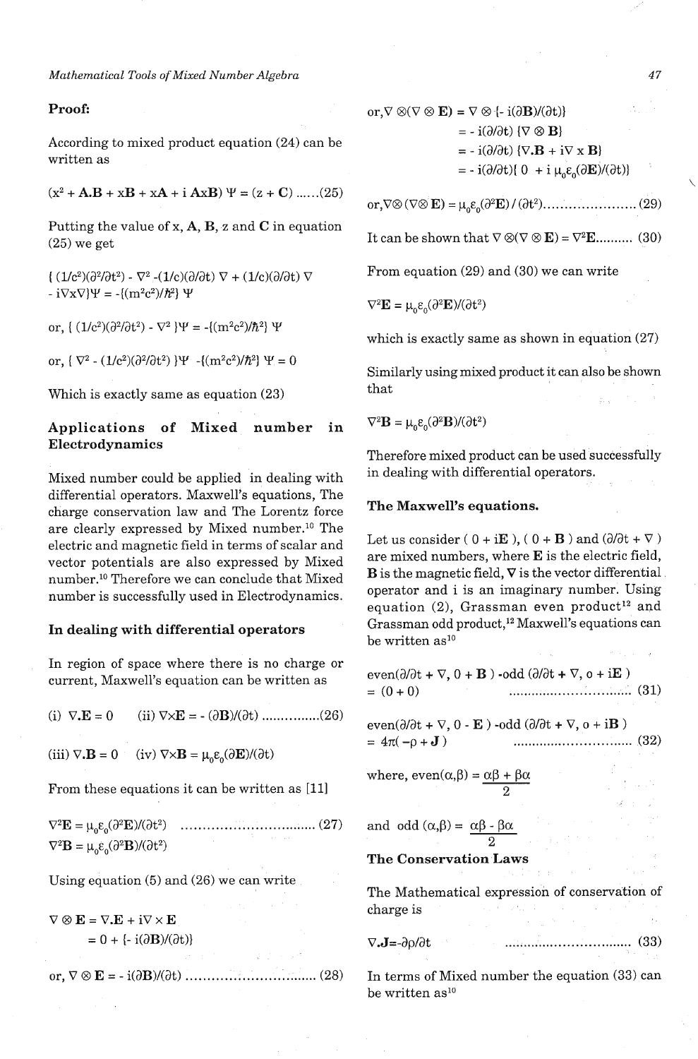**Proof:**

According to mixed product equation (24) can be written as

$$(x^2 + \mathbf{A.B} + x\mathbf{B} + x\mathbf{A} + i\,\mathbf{A}x\mathbf{B})\,\Psi = (z + \mathbf{C}) \quad \text{......(25)}$$

Putting the value of x, **A**, **B**, z and **C** in equation (25) we get

$$\{ (1/c^2)(\partial^2/\partial t^2) - \nabla^2 - (1/c)(\partial/\partial t)\,\nabla + (1/c)(\partial/\partial t)\,\nabla - i\nabla x \nabla\}\Psi = -\{(m^2c^2)/\hbar^2\}\,\Psi$$

$$\text{or, } \{ (1/c^2)(\partial^2/\partial t^2) - \nabla^2 \}\Psi = -\{(m^2c^2)/\hbar^2\}\,\Psi$$

$$\text{or, } \{ \nabla^2 - (1/c^2)(\partial^2/\partial t^2) \}\Psi - \{(m^2c^2)/\hbar^2\}\,\Psi = 0$$

Which is exactly same as equation (23)

## Applications of Mixed number in Electrodynamics

Mixed number could be applied in dealing with differential operators. Maxwell's equations, The charge conservation law and The Lorentz force are clearly expressed by Mixed number.[10] The electric and magnetic field in terms of scalar and vector potentials are also expressed by Mixed number.[10] Therefore we can conclude that Mixed number is successfully used in Electrodynamics.

### In dealing with differential operators

In region of space where there is no charge or current, Maxwell's equation can be written as

$$\text{(i) } \nabla.\mathbf{E} = 0 \qquad \text{(ii) } \nabla\times\mathbf{E} = -\,(\partial\mathbf{B})/(\partial t) \quad \text{...............(26)}$$

$$\text{(iii) } \nabla.\mathbf{B} = 0 \qquad \text{(iv) } \nabla\times\mathbf{B} = \mu_0\varepsilon_0(\partial\mathbf{E})/(\partial t)$$

From these equations it can be written as [11]

$$\nabla^2\mathbf{E} = \mu_0\varepsilon_0(\partial^2\mathbf{E})/(\partial t^2) \quad \text{............................... (27)}$$

$$\nabla^2\mathbf{B} = \mu_0\varepsilon_0(\partial^2\mathbf{B})/(\partial t^2)$$

Using equation (5) and (26) we can write

$$\nabla \otimes \mathbf{E} = \nabla.\mathbf{E} + i\nabla \times \mathbf{E}$$
$$= 0 + \{- i(\partial\mathbf{B})/(\partial t)\}$$

$$\text{or, } \nabla \otimes \mathbf{E} = -\, i(\partial\mathbf{B})/(\partial t) \quad \text{............................... (28)}$$

$$\text{or, } \nabla \otimes(\nabla \otimes \mathbf{E}) = \nabla \otimes \{- i(\partial\mathbf{B})/(\partial t)\}$$
$$= -\, i(\partial/\partial t)\,\{\nabla \otimes \mathbf{B}\}$$
$$= -\, i(\partial/\partial t)\,\{\nabla.\mathbf{B} + i\nabla \times \mathbf{B}\}$$
$$= -\, i(\partial/\partial t)\{\, 0 \; + i\,\mu_0\varepsilon_0(\partial\mathbf{E})/(\partial t)\}$$

$$\text{or, } \nabla\otimes(\nabla\otimes \mathbf{E}) = \mu_0\varepsilon_0(\partial^2\mathbf{E})\,/\,(\partial t^2) \quad \text{.................... (29)}$$

It can be shown that $\nabla \otimes(\nabla \otimes \mathbf{E}) = \nabla^2\mathbf{E}$.......... (30)

From equation (29) and (30) we can write

$$\nabla^2\mathbf{E} = \mu_0\varepsilon_0(\partial^2\mathbf{E})/(\partial t^2)$$

which is exactly same as shown in equation (27)

Similarly using mixed product it can also be shown that

$$\nabla^2\mathbf{B} = \mu_0\varepsilon_0(\partial^2\mathbf{B})/(\partial t^2)$$

Therefore mixed product can be used successfully in dealing with differential operators.

### The Maxwell's equations.

Let us consider ( 0 + i**E** ), ( 0 + **B** ) and ($\partial/\partial t + \nabla$ ) are mixed numbers, where **E** is the electric field, **B** is the magnetic field, $\nabla$ is the vector differential operator and i is an imaginary number. Using equation (2), Grassman even product[12] and Grassman odd product,[12] Maxwell's equations can be written as[10]

$$\text{even}(\partial/\partial t + \nabla,\, 0 + \mathbf{B}\,) - \text{odd}\,(\partial/\partial t + \nabla,\, o + i\mathbf{E}\,) = (0 + 0) \quad \text{.............................. (31)}$$

$$\text{even}(\partial/\partial t + \nabla,\, 0 - \mathbf{E}\,) - \text{odd}\,(\partial/\partial t + \nabla,\, o + i\mathbf{B}\,) = 4\pi(\,-\rho + \mathbf{J}\,) \quad \text{.............................. (32)}$$

where, $\text{even}(\alpha,\beta) = \dfrac{\alpha\beta + \beta\alpha}{2}$

and $\text{odd}\,(\alpha,\beta) = \dfrac{\alpha\beta - \beta\alpha}{2}$

### The Conservation Laws

The Mathematical expression of conservation of charge is

$$\nabla.\mathbf{J} = -\partial\rho/\partial t \quad \text{............................... (33)}$$

In terms of Mixed number the equation (33) can be written as[10]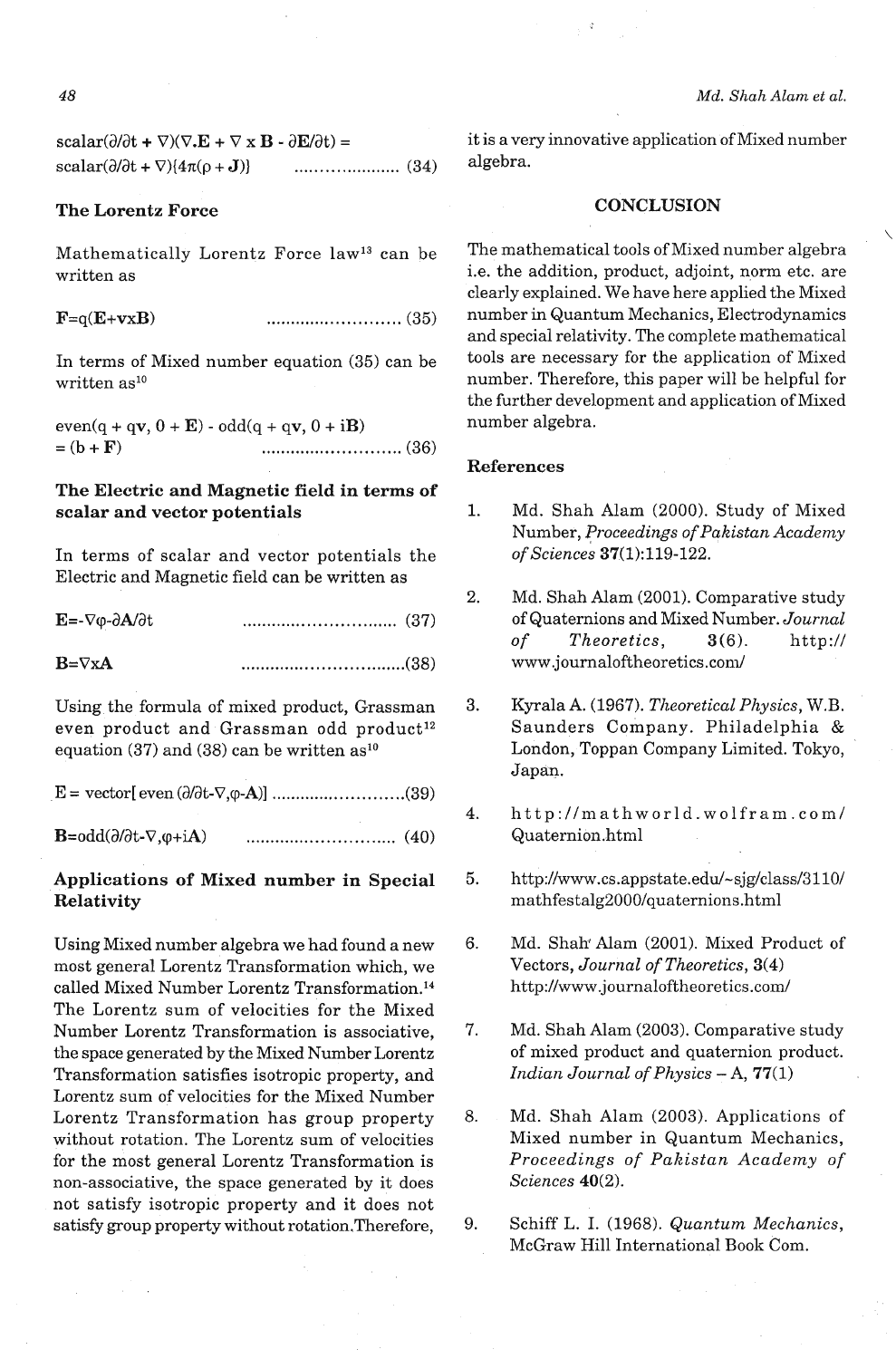$$\text{scalar}(\partial/\partial t + \nabla)(\nabla.\mathbf{E} + \nabla \times \mathbf{B} - \partial\mathbf{E}/\partial t) = \text{scalar}(\partial/\partial t + \nabla)\{4\pi(\rho + \mathbf{J})\} \quad \text{.................... (34)}$$

### The Lorentz Force

Mathematically Lorentz Force law[13] can be written as

$$\mathbf{F}=q(\mathbf{E}+\mathbf{v}\mathrm{x}\mathbf{B}) \quad \text{.......................... (35)}$$

In terms of Mixed number equation (35) can be written as[10]

$$\text{even}(q + q\mathbf{v}, 0 + \mathbf{E}) - \text{odd}(q + q\mathbf{v}, 0 + i\mathbf{B}) = (b + \mathbf{F}) \quad \text{.......................... (36)}$$

### The Electric and Magnetic field in terms of scalar and vector potentials

In terms of scalar and vector potentials the Electric and Magnetic field can be written as

$$\mathbf{E}=-\nabla\varphi-\partial\mathbf{A}/\partial t \quad \text{.............................. (37)}$$

$$\mathbf{B}=\nabla \mathrm{x}\mathbf{A} \quad \text{..............................(38)}$$

Using the formula of mixed product, Grassman even product and Grassman odd product[12] equation (37) and (38) can be written as[10]

$$\mathrm{E} = \text{vector}[\,\text{even}\,(\partial/\partial t\text{-}\nabla,\varphi\text{-}\mathbf{A})] \quad \text{..........................(39)}$$

$$\mathbf{B}=\text{odd}(\partial/\partial t\text{-}\nabla,\varphi+i\mathbf{A}) \quad \text{.............................. (40)}$$

### Applications of Mixed number in Special Relativity

Using Mixed number algebra we had found a new most general Lorentz Transformation which, we called Mixed Number Lorentz Transformation.[14] The Lorentz sum of velocities for the Mixed Number Lorentz Transformation is associative, the space generated by the Mixed Number Lorentz Transformation satisfies isotropic property, and Lorentz sum of velocities for the Mixed Number Lorentz Transformation has group property without rotation. The Lorentz sum of velocities for the most general Lorentz Transformation is non-associative, the space generated by it does not satisfy isotropic property and it does not satisfy group property without rotation. Therefore, it is a very innovative application of Mixed number algebra.

## CONCLUSION

The mathematical tools of Mixed number algebra i.e. the addition, product, adjoint, norm etc. are clearly explained. We have here applied the Mixed number in Quantum Mechanics, Electrodynamics and special relativity. The complete mathematical tools are necessary for the application of Mixed number. Therefore, this paper will be helpful for the further development and application of Mixed number algebra.

### References

1. Md. Shah Alam (2000). Study of Mixed Number, *Proceedings of Pakistan Academy of Sciences* **37**(1):119-122.
2. Md. Shah Alam (2001). Comparative study of Quaternions and Mixed Number. *Journal of Theoretics*, **3**(6). http://www.journaloftheoretics.com/
3. Kyrala A. (1967). *Theoretical Physics*, W.B. Saunders Company. Philadelphia & London, Toppan Company Limited. Tokyo, Japan.
4. http://mathworld.wolfram.com/Quaternion.html
5. http://www.cs.appstate.edu/~sjg/class/3110/mathfestalg2000/quaternions.html
6. Md. Shah Alam (2001). Mixed Product of Vectors, *Journal of Theoretics*, **3**(4) http://www.journaloftheoretics.com/
7. Md. Shah Alam (2003). Comparative study of mixed product and quaternion product. *Indian Journal of Physics* – A, **77**(1)
8. Md. Shah Alam (2003). Applications of Mixed number in Quantum Mechanics, *Proceedings of Pakistan Academy of Sciences* **40**(2).
9. Schiff L. I. (1968). *Quantum Mechanics*, McGraw Hill International Book Com.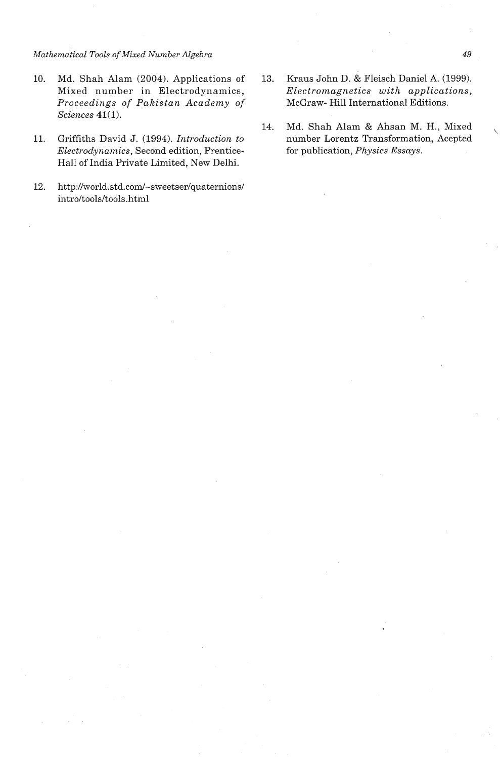10. Md. Shah Alam (2004). Applications of Mixed number in Electrodynamics, *Proceedings of Pakistan Academy of Sciences* **41**(1).

11. Griffiths David J. (1994). *Introduction to Electrodynamics*, Second edition, Prentice-Hall of India Private Limited, New Delhi.

12. http://world.std.com/~sweetser/quaternions/intro/tools/tools.html

13. Kraus John D. & Fleisch Daniel A. (1999). *Electromagnetics with applications*, McGraw- Hill International Editions.

14. Md. Shah Alam & Ahsan M. H., Mixed number Lorentz Transformation, Acepted for publication, *Physics Essays*.